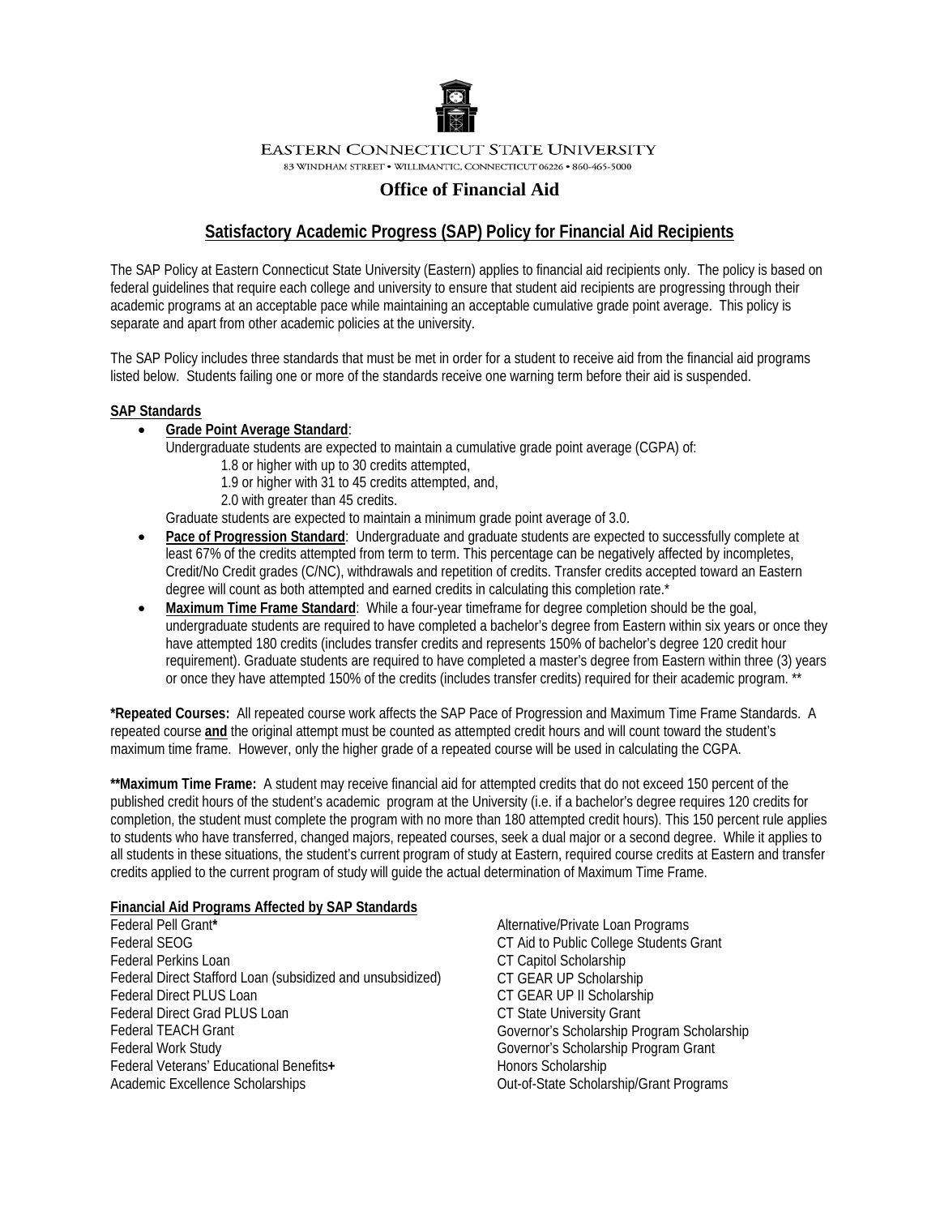EASTERN CONNECTICUT STATE UNIVERSITY

83 WINDHAM STREET • WILLIMANTIC, CONNECTICUT 06226 • 860-465-5000

## Office of Financial Aid

## Satisfactory Academic Progress (SAP) Policy for Financial Aid Recipients

The SAP Policy at Eastern Connecticut State University (Eastern) applies to financial aid recipients only. The policy is based on federal guidelines that require each college and university to ensure that student aid recipients are progressing through their academic programs at an acceptable pace while maintaining an acceptable cumulative grade point average. This policy is separate and apart from other academic policies at the university.

The SAP Policy includes three standards that must be met in order for a student to receive aid from the financial aid programs listed below. Students failing one or more of the standards receive one warning term before their aid is suspended.

**SAP Standards**

- **Grade Point Average Standard**:
  Undergraduate students are expected to maintain a cumulative grade point average (CGPA) of:
  - 1.8 or higher with up to 30 credits attempted,
  - 1.9 or higher with 31 to 45 credits attempted, and,
  - 2.0 with greater than 45 credits.

  Graduate students are expected to maintain a minimum grade point average of 3.0.
- **Pace of Progression Standard**: Undergraduate and graduate students are expected to successfully complete at least 67% of the credits attempted from term to term. This percentage can be negatively affected by incompletes, Credit/No Credit grades (C/NC), withdrawals and repetition of credits. Transfer credits accepted toward an Eastern degree will count as both attempted and earned credits in calculating this completion rate.*
- **Maximum Time Frame Standard**: While a four-year timeframe for degree completion should be the goal, undergraduate students are required to have completed a bachelor's degree from Eastern within six years or once they have attempted 180 credits (includes transfer credits and represents 150% of bachelor's degree 120 credit hour requirement). Graduate students are required to have completed a master's degree from Eastern within three (3) years or once they have attempted 150% of the credits (includes transfer credits) required for their academic program. **

***Repeated Courses:** All repeated course work affects the SAP Pace of Progression and Maximum Time Frame Standards. A repeated course **and** the original attempt must be counted as attempted credit hours and will count toward the student's maximum time frame. However, only the higher grade of a repeated course will be used in calculating the CGPA.

****Maximum Time Frame:** A student may receive financial aid for attempted credits that do not exceed 150 percent of the published credit hours of the student's academic program at the University (i.e. if a bachelor's degree requires 120 credits for completion, the student must complete the program with no more than 180 attempted credit hours). This 150 percent rule applies to students who have transferred, changed majors, repeated courses, seek a dual major or a second degree. While it applies to all students in these situations, the student's current program of study at Eastern, required course credits at Eastern and transfer credits applied to the current program of study will guide the actual determination of Maximum Time Frame.

**Financial Aid Programs Affected by SAP Standards**

Federal Pell Grant**\***
Federal SEOG
Federal Perkins Loan
Federal Direct Stafford Loan (subsidized and unsubsidized)
Federal Direct PLUS Loan
Federal Direct Grad PLUS Loan
Federal TEACH Grant
Federal Work Study
Federal Veterans' Educational Benefits**+**
Academic Excellence Scholarships
Alternative/Private Loan Programs
CT Aid to Public College Students Grant
CT Capitol Scholarship
CT GEAR UP Scholarship
CT GEAR UP II Scholarship
CT State University Grant
Governor's Scholarship Program Scholarship
Governor's Scholarship Program Grant
Honors Scholarship
Out-of-State Scholarship/Grant Programs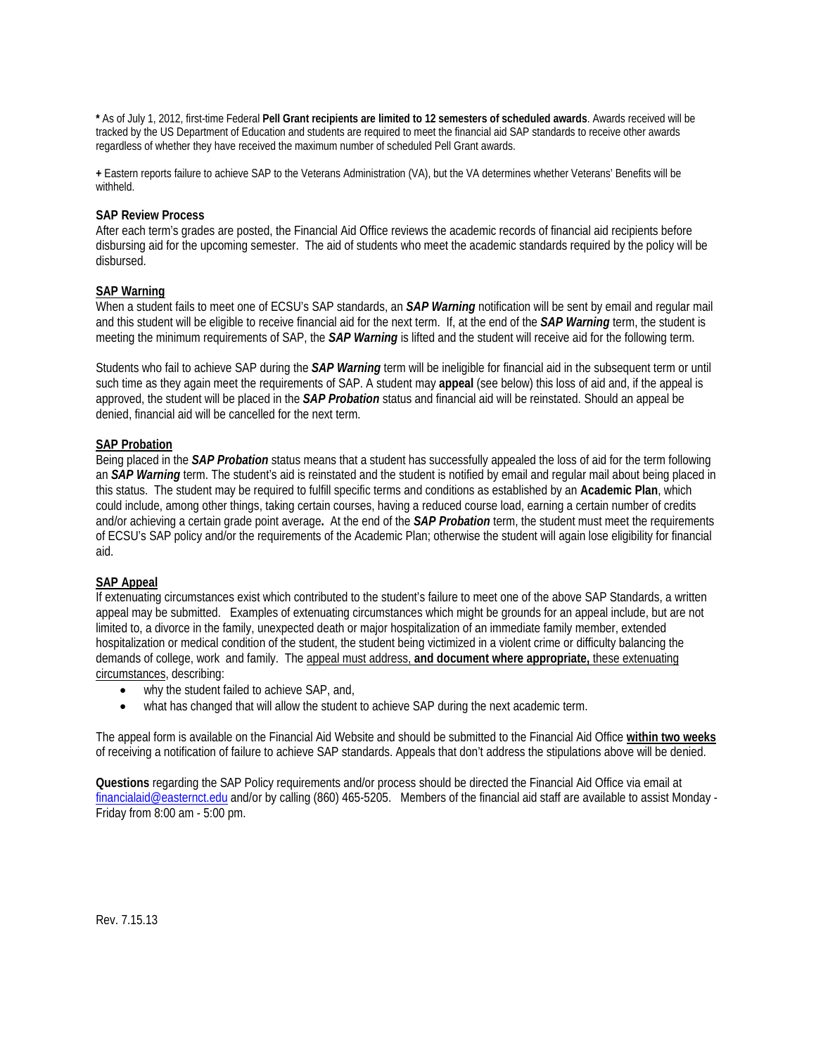**\*** As of July 1, 2012, first-time Federal **Pell Grant recipients are limited to 12 semesters of scheduled awards**. Awards received will be tracked by the US Department of Education and students are required to meet the financial aid SAP standards to receive other awards regardless of whether they have received the maximum number of scheduled Pell Grant awards.

**+** Eastern reports failure to achieve SAP to the Veterans Administration (VA), but the VA determines whether Veterans' Benefits will be withheld.

**SAP Review Process**

After each term's grades are posted, the Financial Aid Office reviews the academic records of financial aid recipients before disbursing aid for the upcoming semester. The aid of students who meet the academic standards required by the policy will be disbursed.

**SAP Warning**

When a student fails to meet one of ECSU's SAP standards, an ***SAP Warning*** notification will be sent by email and regular mail and this student will be eligible to receive financial aid for the next term. If, at the end of the ***SAP Warning*** term, the student is meeting the minimum requirements of SAP, the ***SAP Warning*** is lifted and the student will receive aid for the following term.

Students who fail to achieve SAP during the ***SAP Warning*** term will be ineligible for financial aid in the subsequent term or until such time as they again meet the requirements of SAP. A student may **appeal** (see below) this loss of aid and, if the appeal is approved, the student will be placed in the ***SAP Probation*** status and financial aid will be reinstated. Should an appeal be denied, financial aid will be cancelled for the next term.

**SAP Probation**

Being placed in the ***SAP Probation*** status means that a student has successfully appealed the loss of aid for the term following an ***SAP Warning*** term. The student's aid is reinstated and the student is notified by email and regular mail about being placed in this status. The student may be required to fulfill specific terms and conditions as established by an **Academic Plan**, which could include, among other things, taking certain courses, having a reduced course load, earning a certain number of credits and/or achieving a certain grade point average**.** At the end of the ***SAP Probation*** term, the student must meet the requirements of ECSU's SAP policy and/or the requirements of the Academic Plan; otherwise the student will again lose eligibility for financial aid.

**SAP Appeal**

If extenuating circumstances exist which contributed to the student's failure to meet one of the above SAP Standards, a written appeal may be submitted. Examples of extenuating circumstances which might be grounds for an appeal include, but are not limited to, a divorce in the family, unexpected death or major hospitalization of an immediate family member, extended hospitalization or medical condition of the student, the student being victimized in a violent crime or difficulty balancing the demands of college, work and family. The appeal must address, **and document where appropriate,** these extenuating circumstances, describing:

- why the student failed to achieve SAP, and,
- what has changed that will allow the student to achieve SAP during the next academic term.

The appeal form is available on the Financial Aid Website and should be submitted to the Financial Aid Office **within two weeks** of receiving a notification of failure to achieve SAP standards. Appeals that don't address the stipulations above will be denied.

**Questions** regarding the SAP Policy requirements and/or process should be directed the Financial Aid Office via email at financialaid@easternct.edu and/or by calling (860) 465-5205. Members of the financial aid staff are available to assist Monday - Friday from 8:00 am - 5:00 pm.

Rev. 7.15.13